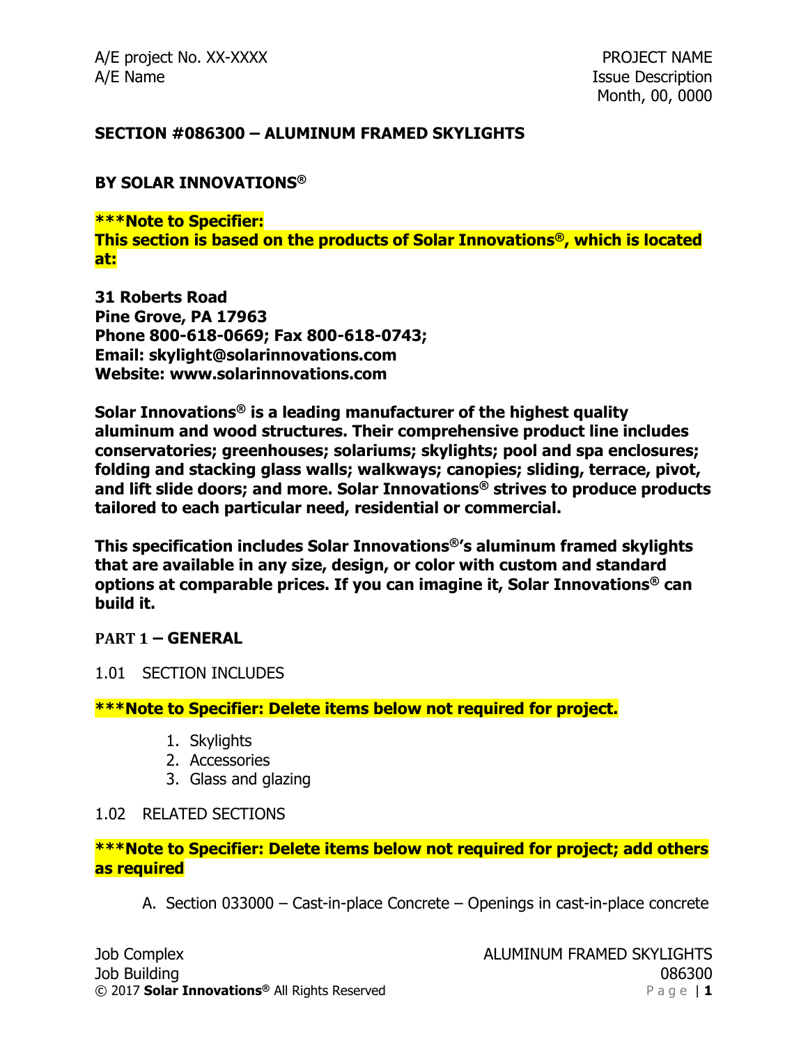# SECTION #086300 – ALUMINUM FRAMED SKYLIGHTS

## BY SOLAR INNOVATIONS®

**\*\*\*Note to Specifier:**
**This section is based on the products of Solar Innovations®, which is located at:**

**31 Roberts Road**
**Pine Grove, PA 17963**
**Phone 800-618-0669; Fax 800-618-0743;**
**Email: skylight@solarinnovations.com**
**Website: www.solarinnovations.com**

**Solar Innovations® is a leading manufacturer of the highest quality aluminum and wood structures. Their comprehensive product line includes conservatories; greenhouses; solariums; skylights; pool and spa enclosures; folding and stacking glass walls; walkways; canopies; sliding, terrace, pivot, and lift slide doors; and more. Solar Innovations® strives to produce products tailored to each particular need, residential or commercial.**

**This specification includes Solar Innovations®'s aluminum framed skylights that are available in any size, design, or color with custom and standard options at comparable prices. If you can imagine it, Solar Innovations® can build it.**

## PART 1 – GENERAL

### 1.01 SECTION INCLUDES

**\*\*\*Note to Specifier: Delete items below not required for project.**

1. Skylights
2. Accessories
3. Glass and glazing

### 1.02 RELATED SECTIONS

**\*\*\*Note to Specifier: Delete items below not required for project; add others as required**

A. Section 033000 – Cast-in-place Concrete – Openings in cast-in-place concrete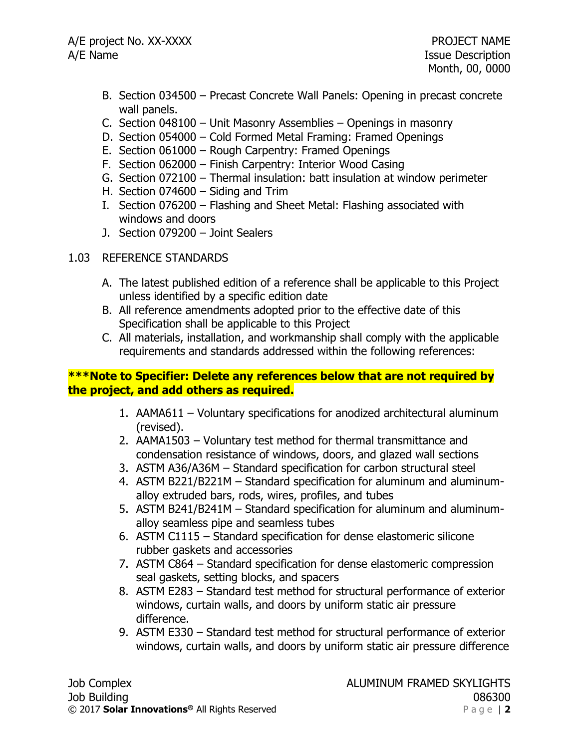B. Section 034500 – Precast Concrete Wall Panels: Opening in precast concrete wall panels.
C. Section 048100 – Unit Masonry Assemblies – Openings in masonry
D. Section 054000 – Cold Formed Metal Framing: Framed Openings
E. Section 061000 – Rough Carpentry: Framed Openings
F. Section 062000 – Finish Carpentry: Interior Wood Casing
G. Section 072100 – Thermal insulation: batt insulation at window perimeter
H. Section 074600 – Siding and Trim
I. Section 076200 – Flashing and Sheet Metal: Flashing associated with windows and doors
J. Section 079200 – Joint Sealers

1.03 REFERENCE STANDARDS

A. The latest published edition of a reference shall be applicable to this Project unless identified by a specific edition date
B. All reference amendments adopted prior to the effective date of this Specification shall be applicable to this Project
C. All materials, installation, and workmanship shall comply with the applicable requirements and standards addressed within the following references:

**\*\*\*Note to Specifier: Delete any references below that are not required by the project, and add others as required.**

1. AAMA611 – Voluntary specifications for anodized architectural aluminum (revised).
2. AAMA1503 – Voluntary test method for thermal transmittance and condensation resistance of windows, doors, and glazed wall sections
3. ASTM A36/A36M – Standard specification for carbon structural steel
4. ASTM B221/B221M – Standard specification for aluminum and aluminum-alloy extruded bars, rods, wires, profiles, and tubes
5. ASTM B241/B241M – Standard specification for aluminum and aluminum-alloy seamless pipe and seamless tubes
6. ASTM C1115 – Standard specification for dense elastomeric silicone rubber gaskets and accessories
7. ASTM C864 – Standard specification for dense elastomeric compression seal gaskets, setting blocks, and spacers
8. ASTM E283 – Standard test method for structural performance of exterior windows, curtain walls, and doors by uniform static air pressure difference.
9. ASTM E330 – Standard test method for structural performance of exterior windows, curtain walls, and doors by uniform static air pressure difference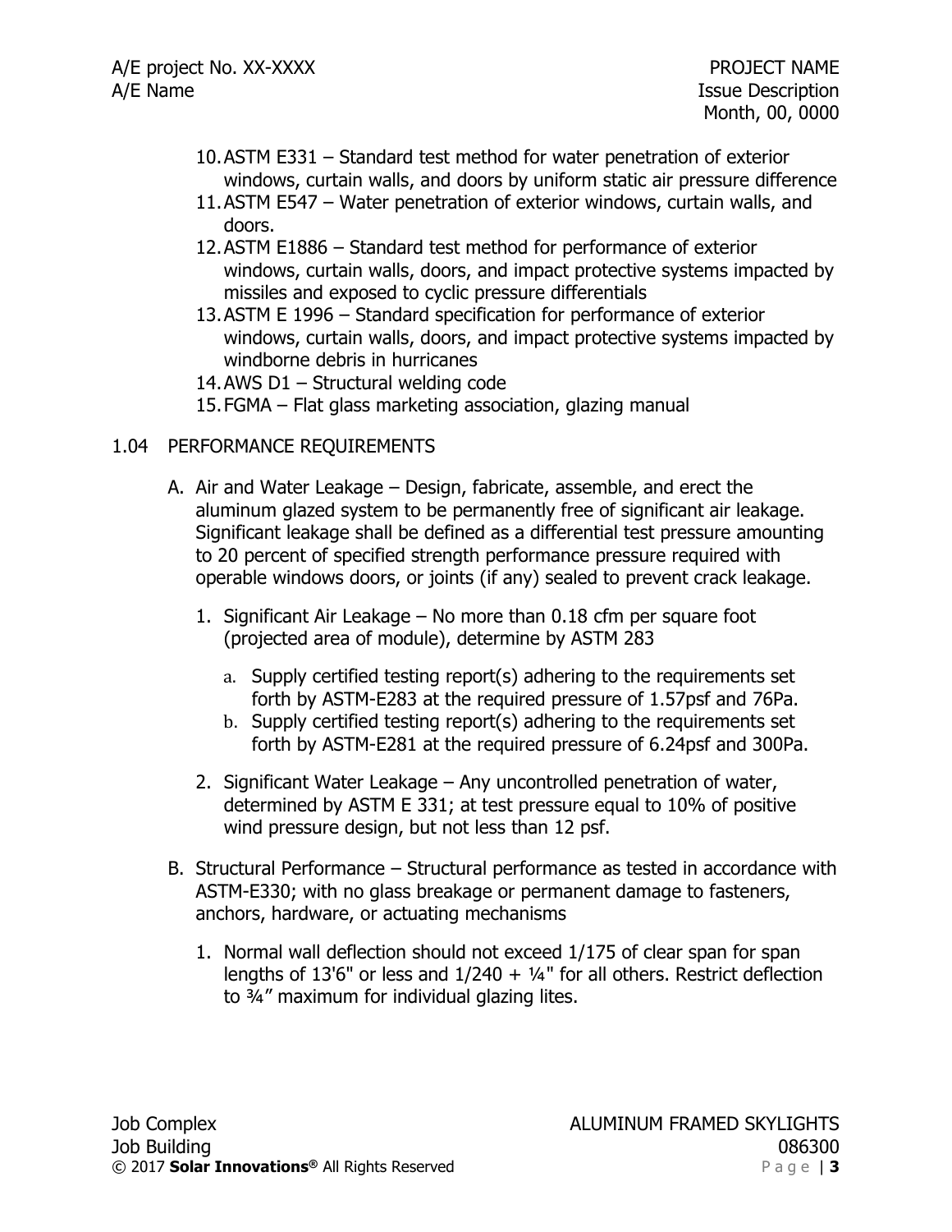10. ASTM E331 – Standard test method for water penetration of exterior windows, curtain walls, and doors by uniform static air pressure difference
11. ASTM E547 – Water penetration of exterior windows, curtain walls, and doors.
12. ASTM E1886 – Standard test method for performance of exterior windows, curtain walls, doors, and impact protective systems impacted by missiles and exposed to cyclic pressure differentials
13. ASTM E 1996 – Standard specification for performance of exterior windows, curtain walls, doors, and impact protective systems impacted by windborne debris in hurricanes
14. AWS D1 – Structural welding code
15. FGMA – Flat glass marketing association, glazing manual

## 1.04 PERFORMANCE REQUIREMENTS

A. Air and Water Leakage – Design, fabricate, assemble, and erect the aluminum glazed system to be permanently free of significant air leakage. Significant leakage shall be defined as a differential test pressure amounting to 20 percent of specified strength performance pressure required with operable windows doors, or joints (if any) sealed to prevent crack leakage.

   1. Significant Air Leakage – No more than 0.18 cfm per square foot (projected area of module), determine by ASTM 283

      a. Supply certified testing report(s) adhering to the requirements set forth by ASTM-E283 at the required pressure of 1.57psf and 76Pa.

      b. Supply certified testing report(s) adhering to the requirements set forth by ASTM-E281 at the required pressure of 6.24psf and 300Pa.

   2. Significant Water Leakage – Any uncontrolled penetration of water, determined by ASTM E 331; at test pressure equal to 10% of positive wind pressure design, but not less than 12 psf.

B. Structural Performance – Structural performance as tested in accordance with ASTM-E330; with no glass breakage or permanent damage to fasteners, anchors, hardware, or actuating mechanisms

   1. Normal wall deflection should not exceed 1/175 of clear span for span lengths of 13'6" or less and 1/240 + ¼" for all others. Restrict deflection to ¾" maximum for individual glazing lites.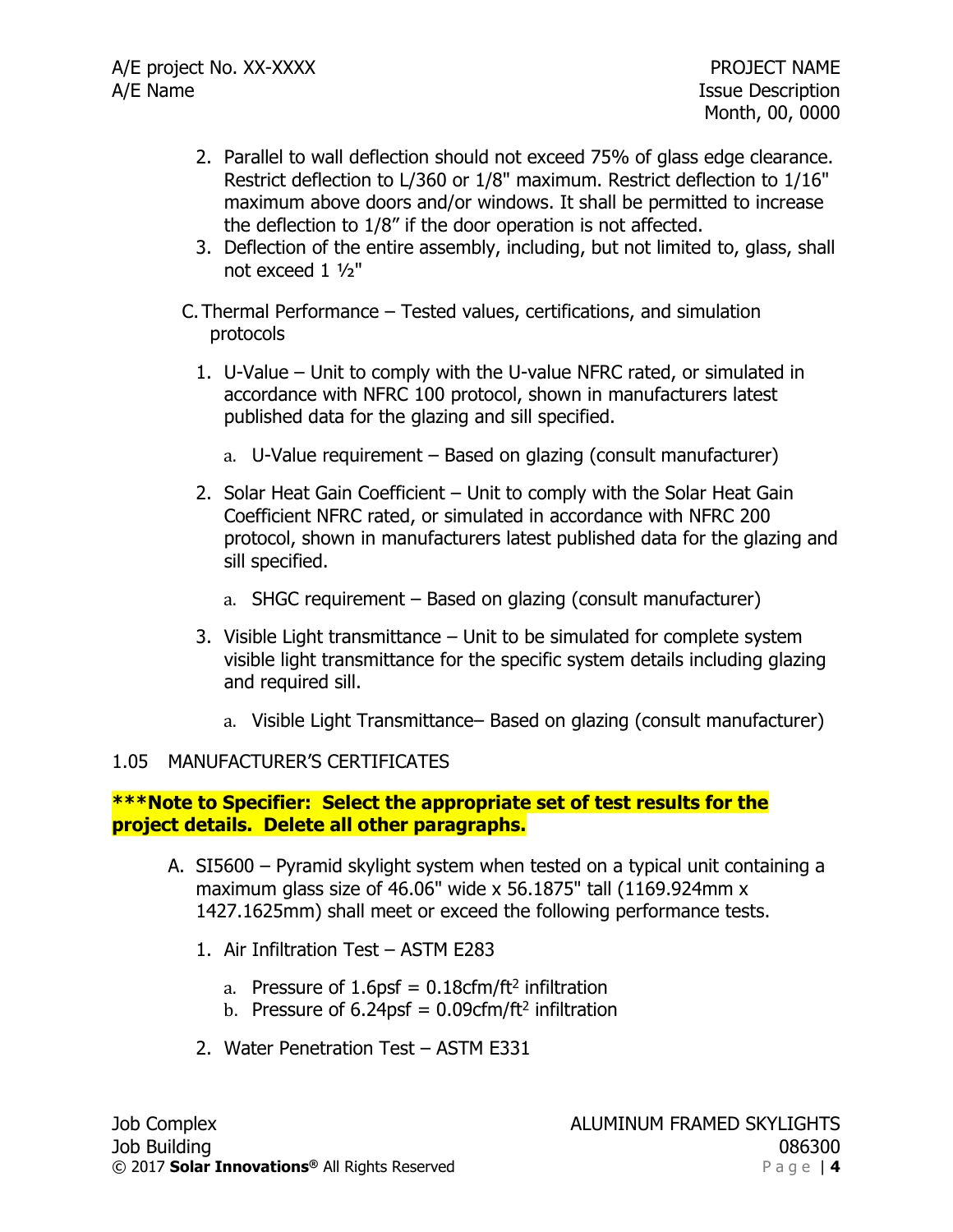2. Parallel to wall deflection should not exceed 75% of glass edge clearance. Restrict deflection to L/360 or 1/8" maximum. Restrict deflection to 1/16" maximum above doors and/or windows. It shall be permitted to increase the deflection to 1/8" if the door operation is not affected.
3. Deflection of the entire assembly, including, but not limited to, glass, shall not exceed 1 ½"

C. Thermal Performance – Tested values, certifications, and simulation protocols

1. U-Value – Unit to comply with the U-value NFRC rated, or simulated in accordance with NFRC 100 protocol, shown in manufacturers latest published data for the glazing and sill specified.
   a. U-Value requirement – Based on glazing (consult manufacturer)
2. Solar Heat Gain Coefficient – Unit to comply with the Solar Heat Gain Coefficient NFRC rated, or simulated in accordance with NFRC 200 protocol, shown in manufacturers latest published data for the glazing and sill specified.
   a. SHGC requirement – Based on glazing (consult manufacturer)
3. Visible Light transmittance – Unit to be simulated for complete system visible light transmittance for the specific system details including glazing and required sill.
   a. Visible Light Transmittance– Based on glazing (consult manufacturer)

## 1.05 MANUFACTURER'S CERTIFICATES

**\*\*\*Note to Specifier: Select the appropriate set of test results for the project details. Delete all other paragraphs.**

A. SI5600 – Pyramid skylight system when tested on a typical unit containing a maximum glass size of 46.06" wide x 56.1875" tall (1169.924mm x 1427.1625mm) shall meet or exceed the following performance tests.

1. Air Infiltration Test – ASTM E283
   a. Pressure of 1.6psf = 0.18cfm/ft$^2$ infiltration
   b. Pressure of 6.24psf = 0.09cfm/ft$^2$ infiltration
2. Water Penetration Test – ASTM E331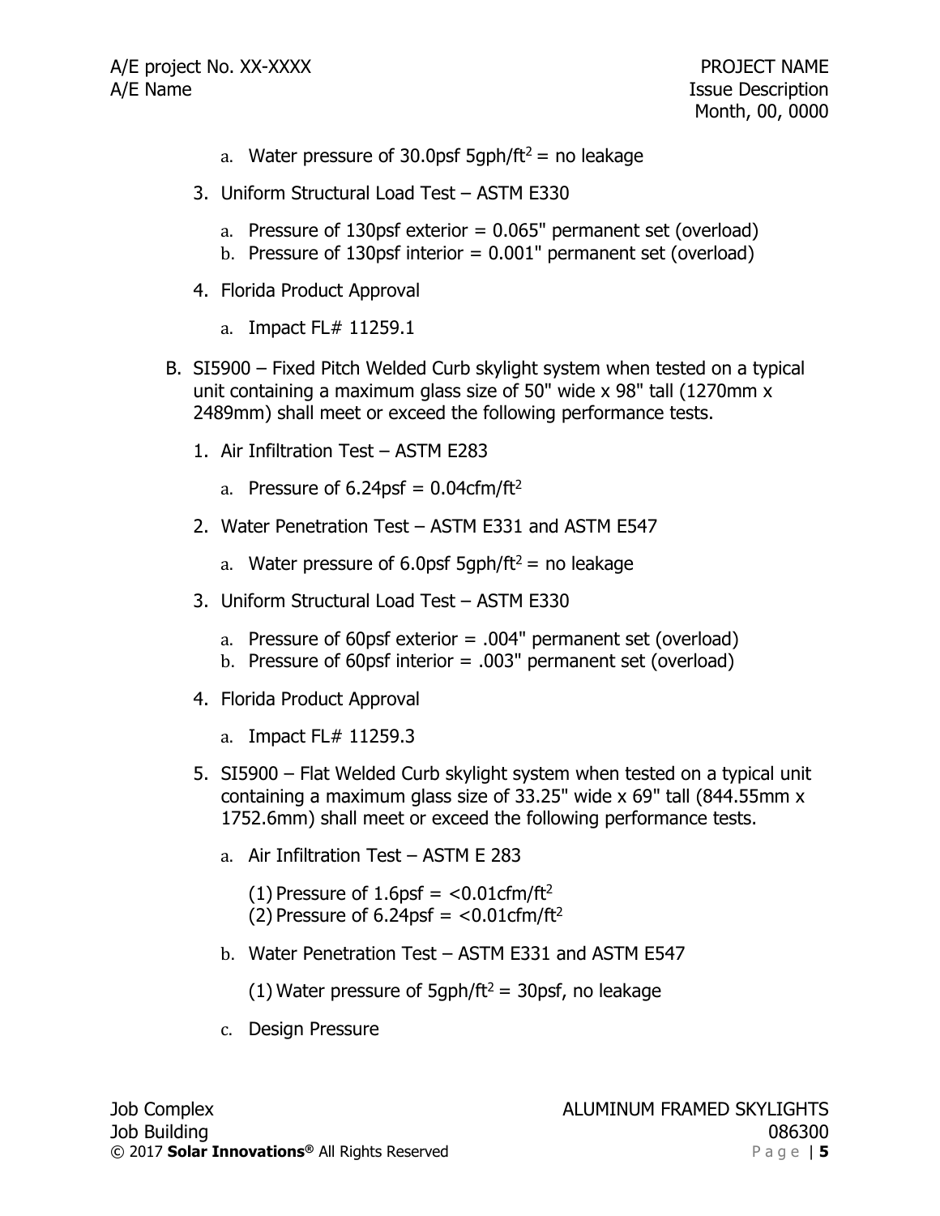a. Water pressure of 30.0psf 5gph/ft$^2$ = no leakage

3. Uniform Structural Load Test – ASTM E330

   a. Pressure of 130psf exterior = 0.065" permanent set (overload)
   b. Pressure of 130psf interior = 0.001" permanent set (overload)

4. Florida Product Approval

   a. Impact FL# 11259.1

B. SI5900 – Fixed Pitch Welded Curb skylight system when tested on a typical unit containing a maximum glass size of 50" wide x 98" tall (1270mm x 2489mm) shall meet or exceed the following performance tests.

1. Air Infiltration Test – ASTM E283

   a. Pressure of 6.24psf = 0.04cfm/ft$^2$

2. Water Penetration Test – ASTM E331 and ASTM E547

   a. Water pressure of 6.0psf 5gph/ft$^2$ = no leakage

3. Uniform Structural Load Test – ASTM E330

   a. Pressure of 60psf exterior = .004" permanent set (overload)
   b. Pressure of 60psf interior = .003" permanent set (overload)

4. Florida Product Approval

   a. Impact FL# 11259.3

5. SI5900 – Flat Welded Curb skylight system when tested on a typical unit containing a maximum glass size of 33.25" wide x 69" tall (844.55mm x 1752.6mm) shall meet or exceed the following performance tests.

   a. Air Infiltration Test – ASTM E 283

      (1) Pressure of 1.6psf = <0.01cfm/ft$^2$
      (2) Pressure of 6.24psf = <0.01cfm/ft$^2$

   b. Water Penetration Test – ASTM E331 and ASTM E547

      (1) Water pressure of 5gph/ft$^2$ = 30psf, no leakage

   c. Design Pressure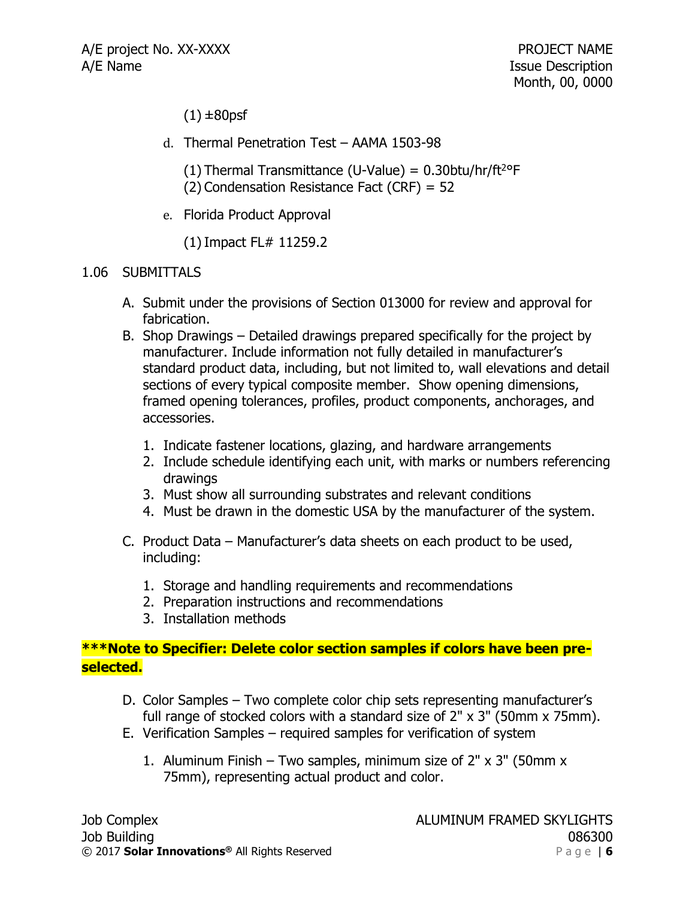(1) ±80psf

d. Thermal Penetration Test – AAMA 1503-98

(1) Thermal Transmittance (U-Value) = 0.30btu/hr/ft$^2$°F
(2) Condensation Resistance Fact (CRF) = 52

e. Florida Product Approval

(1) Impact FL# 11259.2

## 1.06 SUBMITTALS

A. Submit under the provisions of Section 013000 for review and approval for fabrication.

B. Shop Drawings – Detailed drawings prepared specifically for the project by manufacturer. Include information not fully detailed in manufacturer's standard product data, including, but not limited to, wall elevations and detail sections of every typical composite member. Show opening dimensions, framed opening tolerances, profiles, product components, anchorages, and accessories.

1. Indicate fastener locations, glazing, and hardware arrangements
2. Include schedule identifying each unit, with marks or numbers referencing drawings
3. Must show all surrounding substrates and relevant conditions
4. Must be drawn in the domestic USA by the manufacturer of the system.

C. Product Data – Manufacturer's data sheets on each product to be used, including:

1. Storage and handling requirements and recommendations
2. Preparation instructions and recommendations
3. Installation methods

**\*\*\*Note to Specifier: Delete color section samples if colors have been pre-selected.**

D. Color Samples – Two complete color chip sets representing manufacturer's full range of stocked colors with a standard size of 2" x 3" (50mm x 75mm).

E. Verification Samples – required samples for verification of system

1. Aluminum Finish – Two samples, minimum size of 2" x 3" (50mm x 75mm), representing actual product and color.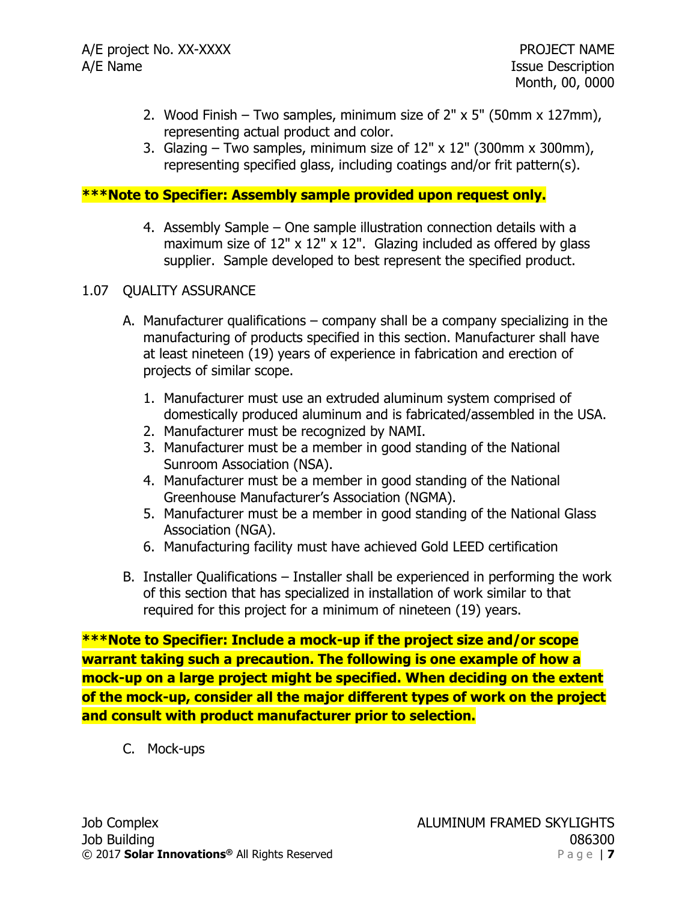2. Wood Finish – Two samples, minimum size of 2" x 5" (50mm x 127mm), representing actual product and color.
3. Glazing – Two samples, minimum size of 12" x 12" (300mm x 300mm), representing specified glass, including coatings and/or frit pattern(s).

**\*\*\*Note to Specifier: Assembly sample provided upon request only.**

4. Assembly Sample – One sample illustration connection details with a maximum size of 12" x 12" x 12". Glazing included as offered by glass supplier. Sample developed to best represent the specified product.

1.07 QUALITY ASSURANCE

A. Manufacturer qualifications – company shall be a company specializing in the manufacturing of products specified in this section. Manufacturer shall have at least nineteen (19) years of experience in fabrication and erection of projects of similar scope.

   1. Manufacturer must use an extruded aluminum system comprised of domestically produced aluminum and is fabricated/assembled in the USA.
   2. Manufacturer must be recognized by NAMI.
   3. Manufacturer must be a member in good standing of the National Sunroom Association (NSA).
   4. Manufacturer must be a member in good standing of the National Greenhouse Manufacturer's Association (NGMA).
   5. Manufacturer must be a member in good standing of the National Glass Association (NGA).
   6. Manufacturing facility must have achieved Gold LEED certification

B. Installer Qualifications – Installer shall be experienced in performing the work of this section that has specialized in installation of work similar to that required for this project for a minimum of nineteen (19) years.

**\*\*\*Note to Specifier: Include a mock-up if the project size and/or scope warrant taking such a precaution. The following is one example of how a mock-up on a large project might be specified. When deciding on the extent of the mock-up, consider all the major different types of work on the project and consult with product manufacturer prior to selection.**

C. Mock-ups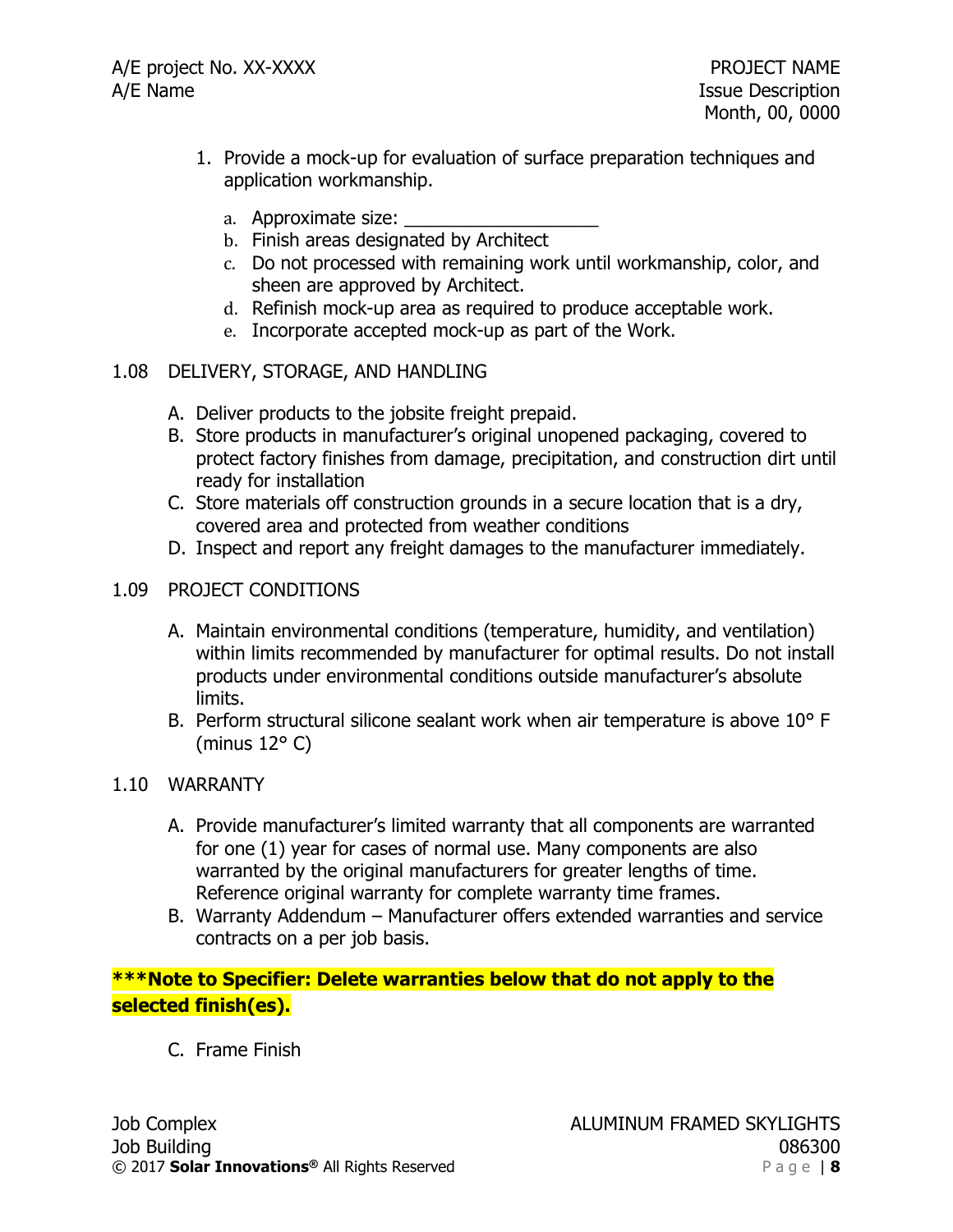1. Provide a mock-up for evaluation of surface preparation techniques and application workmanship.

    a. Approximate size: ___________________
    b. Finish areas designated by Architect
    c. Do not processed with remaining work until workmanship, color, and sheen are approved by Architect.
    d. Refinish mock-up area as required to produce acceptable work.
    e. Incorporate accepted mock-up as part of the Work.

## 1.08 DELIVERY, STORAGE, AND HANDLING

A. Deliver products to the jobsite freight prepaid.

B. Store products in manufacturer's original unopened packaging, covered to protect factory finishes from damage, precipitation, and construction dirt until ready for installation

C. Store materials off construction grounds in a secure location that is a dry, covered area and protected from weather conditions

D. Inspect and report any freight damages to the manufacturer immediately.

## 1.09 PROJECT CONDITIONS

A. Maintain environmental conditions (temperature, humidity, and ventilation) within limits recommended by manufacturer for optimal results. Do not install products under environmental conditions outside manufacturer's absolute limits.

B. Perform structural silicone sealant work when air temperature is above 10° F (minus 12° C)

## 1.10 WARRANTY

A. Provide manufacturer's limited warranty that all components are warranted for one (1) year for cases of normal use. Many components are also warranted by the original manufacturers for greater lengths of time. Reference original warranty for complete warranty time frames.

B. Warranty Addendum – Manufacturer offers extended warranties and service contracts on a per job basis.

**\*\*\*Note to Specifier: Delete warranties below that do not apply to the selected finish(es).**

C. Frame Finish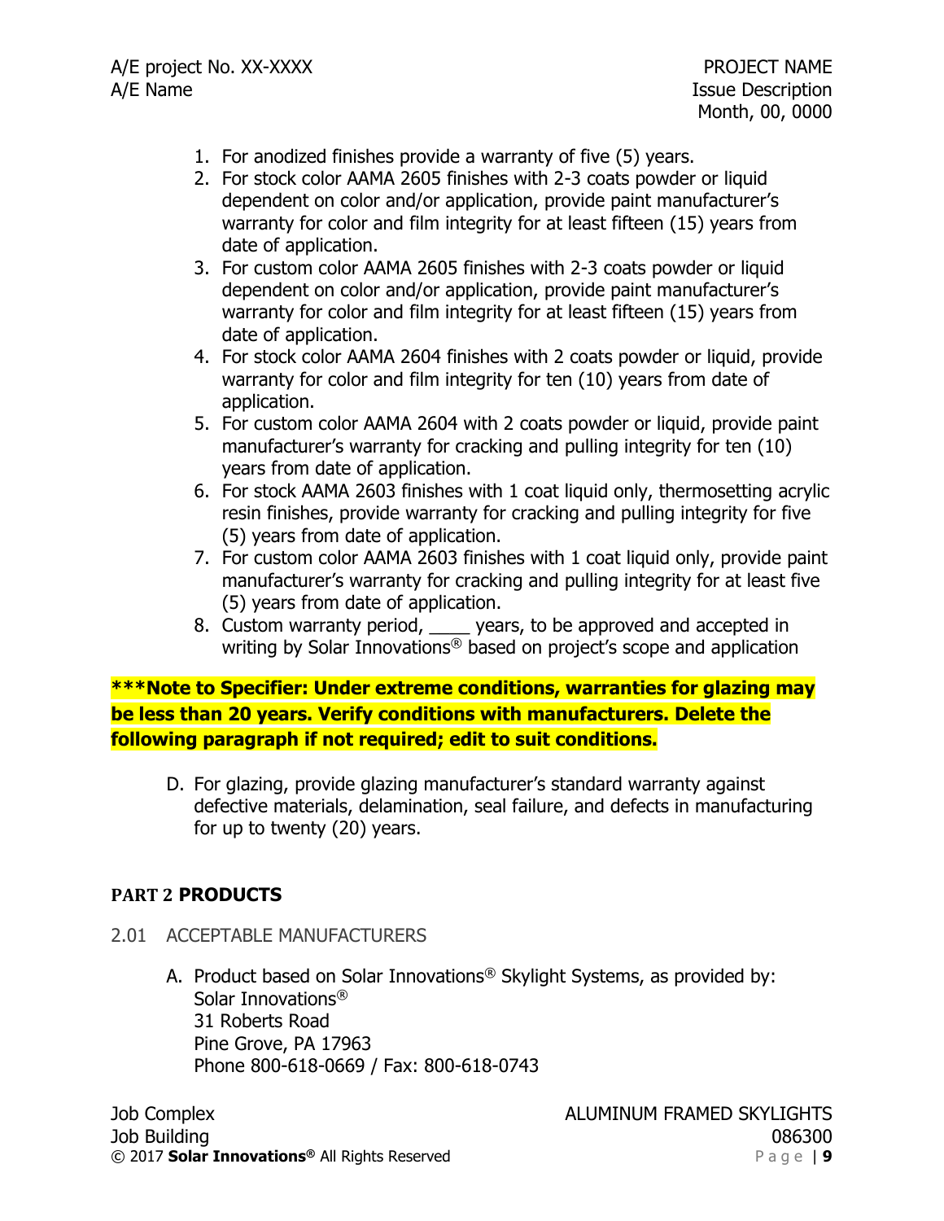1. For anodized finishes provide a warranty of five (5) years.
2. For stock color AAMA 2605 finishes with 2-3 coats powder or liquid dependent on color and/or application, provide paint manufacturer's warranty for color and film integrity for at least fifteen (15) years from date of application.
3. For custom color AAMA 2605 finishes with 2-3 coats powder or liquid dependent on color and/or application, provide paint manufacturer's warranty for color and film integrity for at least fifteen (15) years from date of application.
4. For stock color AAMA 2604 finishes with 2 coats powder or liquid, provide warranty for color and film integrity for ten (10) years from date of application.
5. For custom color AAMA 2604 with 2 coats powder or liquid, provide paint manufacturer's warranty for cracking and pulling integrity for ten (10) years from date of application.
6. For stock AAMA 2603 finishes with 1 coat liquid only, thermosetting acrylic resin finishes, provide warranty for cracking and pulling integrity for five (5) years from date of application.
7. For custom color AAMA 2603 finishes with 1 coat liquid only, provide paint manufacturer's warranty for cracking and pulling integrity for at least five (5) years from date of application.
8. Custom warranty period, ____ years, to be approved and accepted in writing by Solar Innovations® based on project's scope and application

**\*\*\*Note to Specifier: Under extreme conditions, warranties for glazing may be less than 20 years. Verify conditions with manufacturers. Delete the following paragraph if not required; edit to suit conditions.**

D. For glazing, provide glazing manufacturer's standard warranty against defective materials, delamination, seal failure, and defects in manufacturing for up to twenty (20) years.

## PART 2 PRODUCTS

### 2.01 ACCEPTABLE MANUFACTURERS

A. Product based on Solar Innovations® Skylight Systems, as provided by:
Solar Innovations®
31 Roberts Road
Pine Grove, PA 17963
Phone 800-618-0669 / Fax: 800-618-0743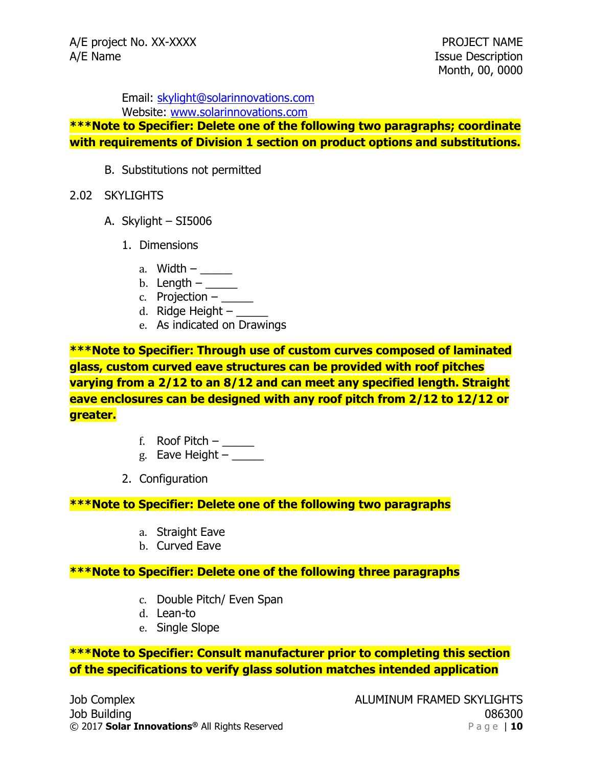Email: skylight@solarinnovations.com
Website: www.solarinnovations.com

**\*\*\*Note to Specifier: Delete one of the following two paragraphs; coordinate with requirements of Division 1 section on product options and substitutions.**

B. Substitutions not permitted

2.02 SKYLIGHTS

A. Skylight – SI5006

1. Dimensions

   a. Width – _____
   b. Length – _____
   c. Projection – _____
   d. Ridge Height – _____
   e. As indicated on Drawings

**\*\*\*Note to Specifier: Through use of custom curves composed of laminated glass, custom curved eave structures can be provided with roof pitches varying from a 2/12 to an 8/12 and can meet any specified length. Straight eave enclosures can be designed with any roof pitch from 2/12 to 12/12 or greater.**

   f. Roof Pitch – _____
   g. Eave Height – _____

2. Configuration

**\*\*\*Note to Specifier: Delete one of the following two paragraphs**

   a. Straight Eave
   b. Curved Eave

**\*\*\*Note to Specifier: Delete one of the following three paragraphs**

   c. Double Pitch/ Even Span
   d. Lean-to
   e. Single Slope

**\*\*\*Note to Specifier: Consult manufacturer prior to completing this section of the specifications to verify glass solution matches intended application**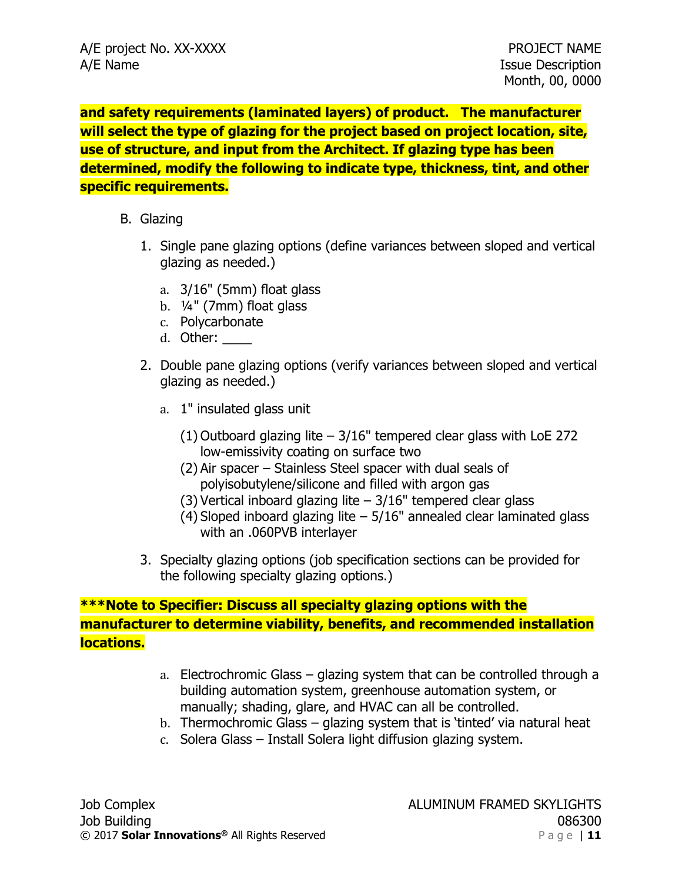**and safety requirements (laminated layers) of product. The manufacturer will select the type of glazing for the project based on project location, site, use of structure, and input from the Architect. If glazing type has been determined, modify the following to indicate type, thickness, tint, and other specific requirements.**

B. Glazing

1. Single pane glazing options (define variances between sloped and vertical glazing as needed.)

   a. 3/16" (5mm) float glass
   b. ¼" (7mm) float glass
   c. Polycarbonate
   d. Other: ____

2. Double pane glazing options (verify variances between sloped and vertical glazing as needed.)

   a. 1" insulated glass unit

      (1) Outboard glazing lite – 3/16" tempered clear glass with LoE 272 low-emissivity coating on surface two
      (2) Air spacer – Stainless Steel spacer with dual seals of polyisobutylene/silicone and filled with argon gas
      (3) Vertical inboard glazing lite – 3/16" tempered clear glass
      (4) Sloped inboard glazing lite – 5/16" annealed clear laminated glass with an .060PVB interlayer

3. Specialty glazing options (job specification sections can be provided for the following specialty glazing options.)

**\*\*\*Note to Specifier: Discuss all specialty glazing options with the manufacturer to determine viability, benefits, and recommended installation locations.**

   a. Electrochromic Glass – glazing system that can be controlled through a building automation system, greenhouse automation system, or manually; shading, glare, and HVAC can all be controlled.
   b. Thermochromic Glass – glazing system that is 'tinted' via natural heat
   c. Solera Glass – Install Solera light diffusion glazing system.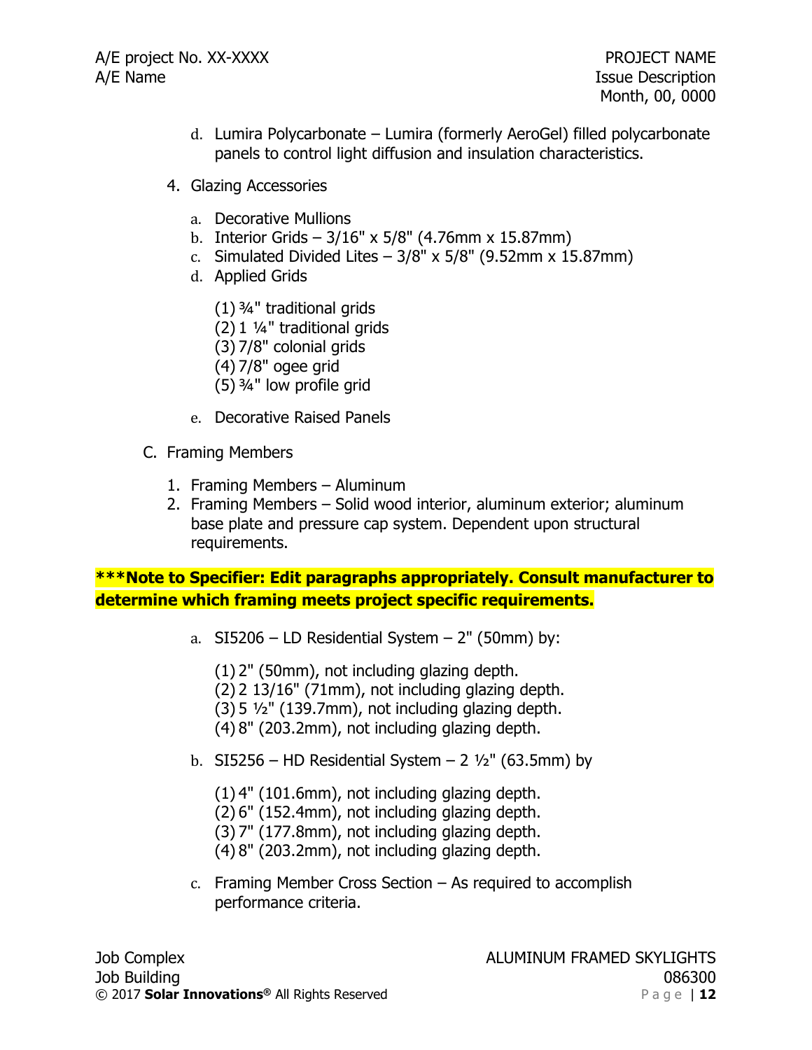d. Lumira Polycarbonate – Lumira (formerly AeroGel) filled polycarbonate panels to control light diffusion and insulation characteristics.

4. Glazing Accessories

   a. Decorative Mullions
   b. Interior Grids – 3/16" x 5/8" (4.76mm x 15.87mm)
   c. Simulated Divided Lites – 3/8" x 5/8" (9.52mm x 15.87mm)
   d. Applied Grids

      (1) ¾" traditional grids
      (2) 1 ¼" traditional grids
      (3) 7/8" colonial grids
      (4) 7/8" ogee grid
      (5) ¾" low profile grid

   e. Decorative Raised Panels

C. Framing Members

1. Framing Members – Aluminum
2. Framing Members – Solid wood interior, aluminum exterior; aluminum base plate and pressure cap system. Dependent upon structural requirements.

**\*\*\*Note to Specifier: Edit paragraphs appropriately. Consult manufacturer to determine which framing meets project specific requirements.**

   a. SI5206 – LD Residential System – 2" (50mm) by:

      (1) 2" (50mm), not including glazing depth.
      (2) 2 13/16" (71mm), not including glazing depth.
      (3) 5 ½" (139.7mm), not including glazing depth.
      (4) 8" (203.2mm), not including glazing depth.

   b. SI5256 – HD Residential System – 2 ½" (63.5mm) by

      (1) 4" (101.6mm), not including glazing depth.
      (2) 6" (152.4mm), not including glazing depth.
      (3) 7" (177.8mm), not including glazing depth.
      (4) 8" (203.2mm), not including glazing depth.

   c. Framing Member Cross Section – As required to accomplish performance criteria.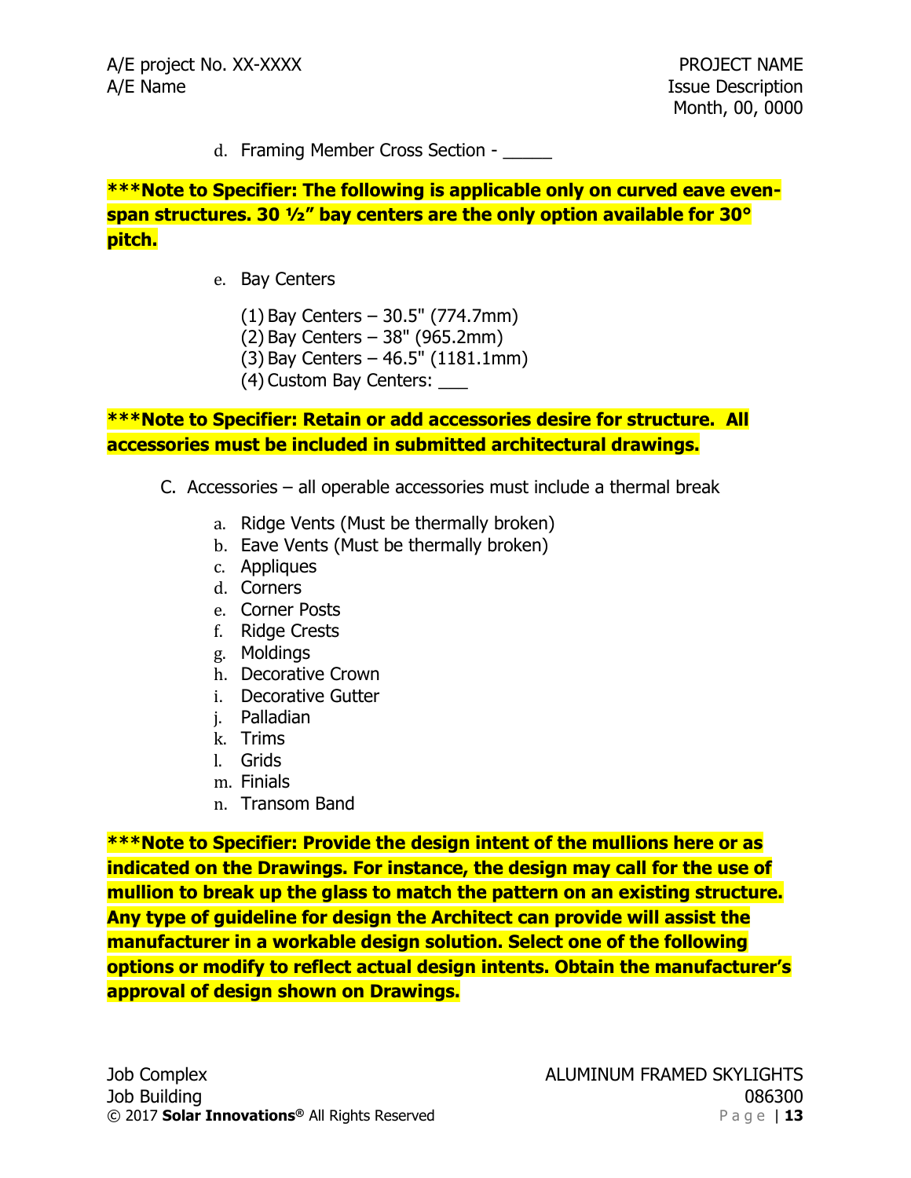d. Framing Member Cross Section - _____

**\*\*\*Note to Specifier: The following is applicable only on curved eave even-span structures. 30 ½" bay centers are the only option available for 30° pitch.**

e. Bay Centers

(1) Bay Centers – 30.5" (774.7mm)
(2) Bay Centers – 38" (965.2mm)
(3) Bay Centers – 46.5" (1181.1mm)
(4) Custom Bay Centers: ___

**\*\*\*Note to Specifier: Retain or add accessories desire for structure. All accessories must be included in submitted architectural drawings.**

C. Accessories – all operable accessories must include a thermal break

a. Ridge Vents (Must be thermally broken)
b. Eave Vents (Must be thermally broken)
c. Appliques
d. Corners
e. Corner Posts
f. Ridge Crests
g. Moldings
h. Decorative Crown
i. Decorative Gutter
j. Palladian
k. Trims
l. Grids
m. Finials
n. Transom Band

**\*\*\*Note to Specifier: Provide the design intent of the mullions here or as indicated on the Drawings. For instance, the design may call for the use of mullion to break up the glass to match the pattern on an existing structure. Any type of guideline for design the Architect can provide will assist the manufacturer in a workable design solution. Select one of the following options or modify to reflect actual design intents. Obtain the manufacturer's approval of design shown on Drawings.**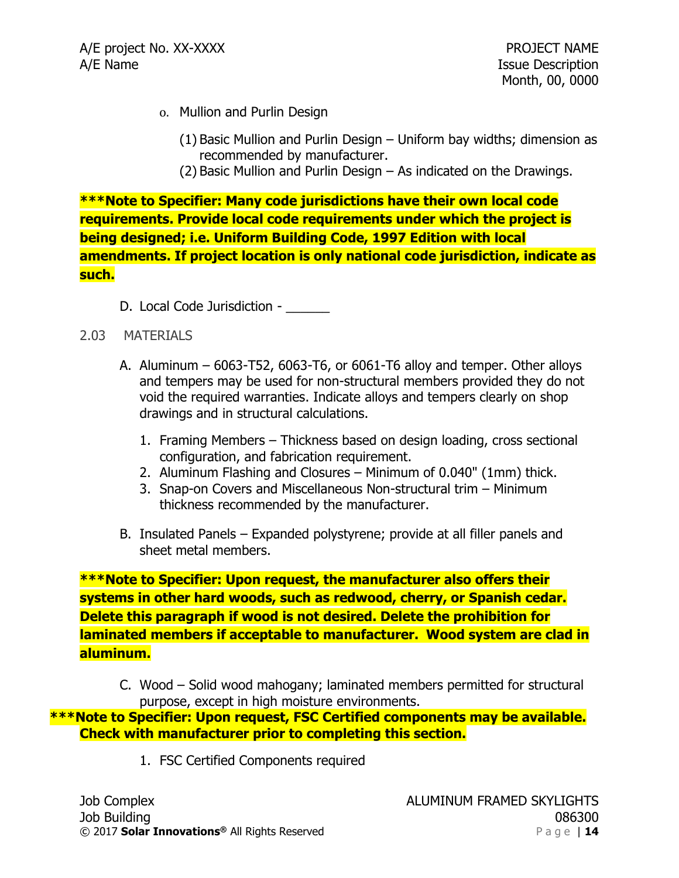o. Mullion and Purlin Design

(1) Basic Mullion and Purlin Design – Uniform bay widths; dimension as recommended by manufacturer.
(2) Basic Mullion and Purlin Design – As indicated on the Drawings.

**\*\*\*Note to Specifier: Many code jurisdictions have their own local code requirements. Provide local code requirements under which the project is being designed; i.e. Uniform Building Code, 1997 Edition with local amendments. If project location is only national code jurisdiction, indicate as such.**

D. Local Code Jurisdiction - ______

2.03 MATERIALS

A. Aluminum – 6063-T52, 6063-T6, or 6061-T6 alloy and temper. Other alloys and tempers may be used for non-structural members provided they do not void the required warranties. Indicate alloys and tempers clearly on shop drawings and in structural calculations.

1. Framing Members – Thickness based on design loading, cross sectional configuration, and fabrication requirement.
2. Aluminum Flashing and Closures – Minimum of 0.040" (1mm) thick.
3. Snap-on Covers and Miscellaneous Non-structural trim – Minimum thickness recommended by the manufacturer.

B. Insulated Panels – Expanded polystyrene; provide at all filler panels and sheet metal members.

**\*\*\*Note to Specifier: Upon request, the manufacturer also offers their systems in other hard woods, such as redwood, cherry, or Spanish cedar. Delete this paragraph if wood is not desired. Delete the prohibition for laminated members if acceptable to manufacturer. Wood system are clad in aluminum.**

C. Wood – Solid wood mahogany; laminated members permitted for structural purpose, except in high moisture environments.

**\*\*\*Note to Specifier: Upon request, FSC Certified components may be available. Check with manufacturer prior to completing this section.**

1. FSC Certified Components required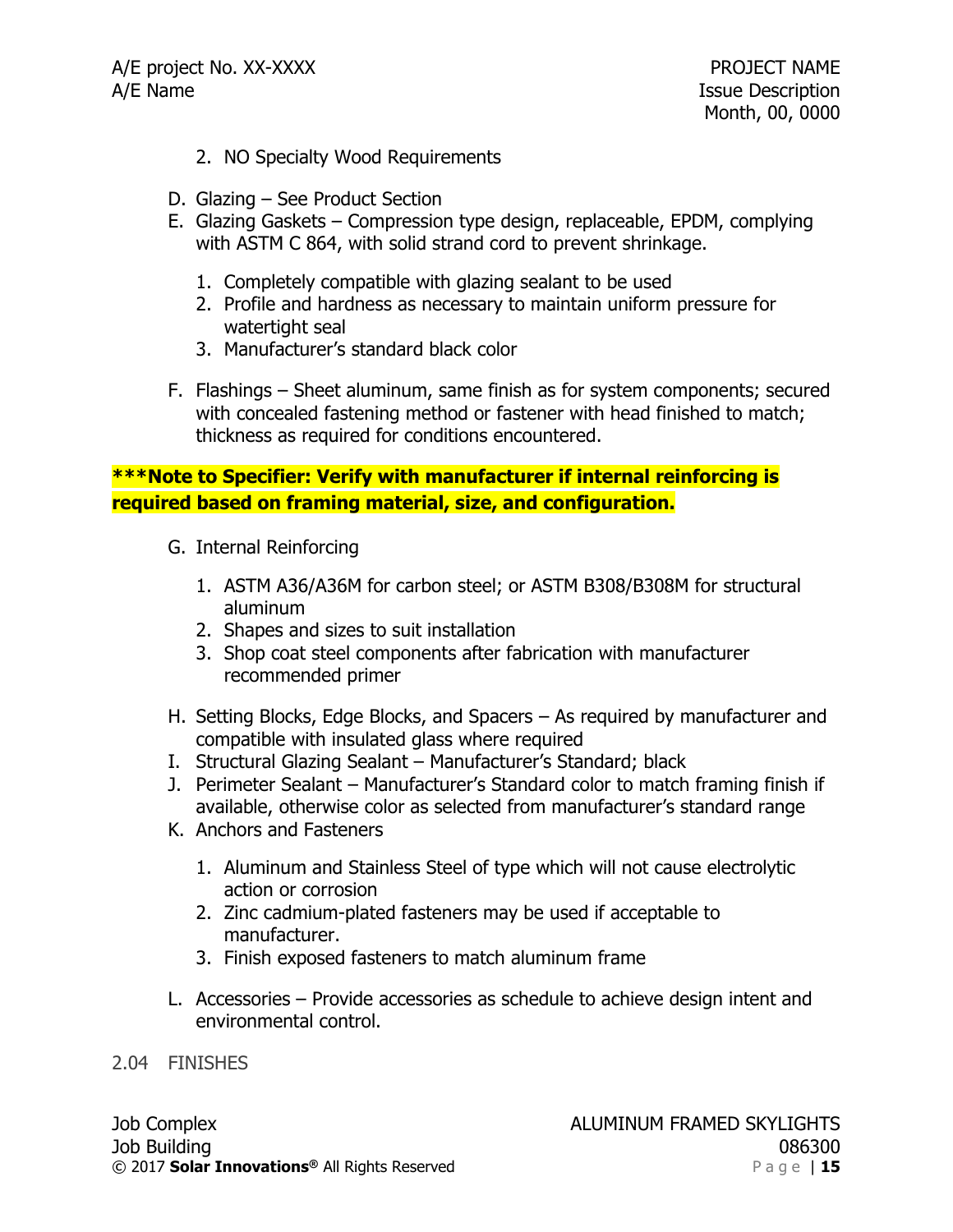2. NO Specialty Wood Requirements

D. Glazing – See Product Section

E. Glazing Gaskets – Compression type design, replaceable, EPDM, complying with ASTM C 864, with solid strand cord to prevent shrinkage.

   1. Completely compatible with glazing sealant to be used
   2. Profile and hardness as necessary to maintain uniform pressure for watertight seal
   3. Manufacturer's standard black color

F. Flashings – Sheet aluminum, same finish as for system components; secured with concealed fastening method or fastener with head finished to match; thickness as required for conditions encountered.

**\*\*\*Note to Specifier: Verify with manufacturer if internal reinforcing is required based on framing material, size, and configuration.**

G. Internal Reinforcing

   1. ASTM A36/A36M for carbon steel; or ASTM B308/B308M for structural aluminum
   2. Shapes and sizes to suit installation
   3. Shop coat steel components after fabrication with manufacturer recommended primer

H. Setting Blocks, Edge Blocks, and Spacers – As required by manufacturer and compatible with insulated glass where required

I. Structural Glazing Sealant – Manufacturer's Standard; black

J. Perimeter Sealant – Manufacturer's Standard color to match framing finish if available, otherwise color as selected from manufacturer's standard range

K. Anchors and Fasteners

   1. Aluminum and Stainless Steel of type which will not cause electrolytic action or corrosion
   2. Zinc cadmium-plated fasteners may be used if acceptable to manufacturer.
   3. Finish exposed fasteners to match aluminum frame

L. Accessories – Provide accessories as schedule to achieve design intent and environmental control.

## 2.04 FINISHES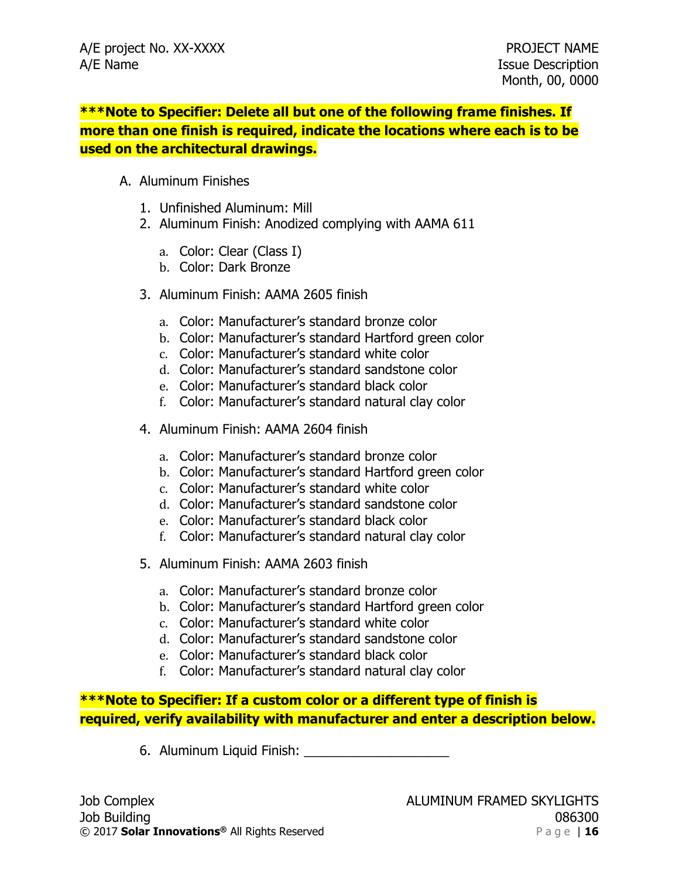**\*\*\*Note to Specifier: Delete all but one of the following frame finishes. If more than one finish is required, indicate the locations where each is to be used on the architectural drawings.**

A. Aluminum Finishes

1. Unfinished Aluminum: Mill
2. Aluminum Finish: Anodized complying with AAMA 611
    a. Color: Clear (Class I)
    b. Color: Dark Bronze
3. Aluminum Finish: AAMA 2605 finish
    a. Color: Manufacturer's standard bronze color
    b. Color: Manufacturer's standard Hartford green color
    c. Color: Manufacturer's standard white color
    d. Color: Manufacturer's standard sandstone color
    e. Color: Manufacturer's standard black color
    f. Color: Manufacturer's standard natural clay color
4. Aluminum Finish: AAMA 2604 finish
    a. Color: Manufacturer's standard bronze color
    b. Color: Manufacturer's standard Hartford green color
    c. Color: Manufacturer's standard white color
    d. Color: Manufacturer's standard sandstone color
    e. Color: Manufacturer's standard black color
    f. Color: Manufacturer's standard natural clay color
5. Aluminum Finish: AAMA 2603 finish
    a. Color: Manufacturer's standard bronze color
    b. Color: Manufacturer's standard Hartford green color
    c. Color: Manufacturer's standard white color
    d. Color: Manufacturer's standard sandstone color
    e. Color: Manufacturer's standard black color
    f. Color: Manufacturer's standard natural clay color

**\*\*\*Note to Specifier: If a custom color or a different type of finish is required, verify availability with manufacturer and enter a description below.**

6. Aluminum Liquid Finish: ____________________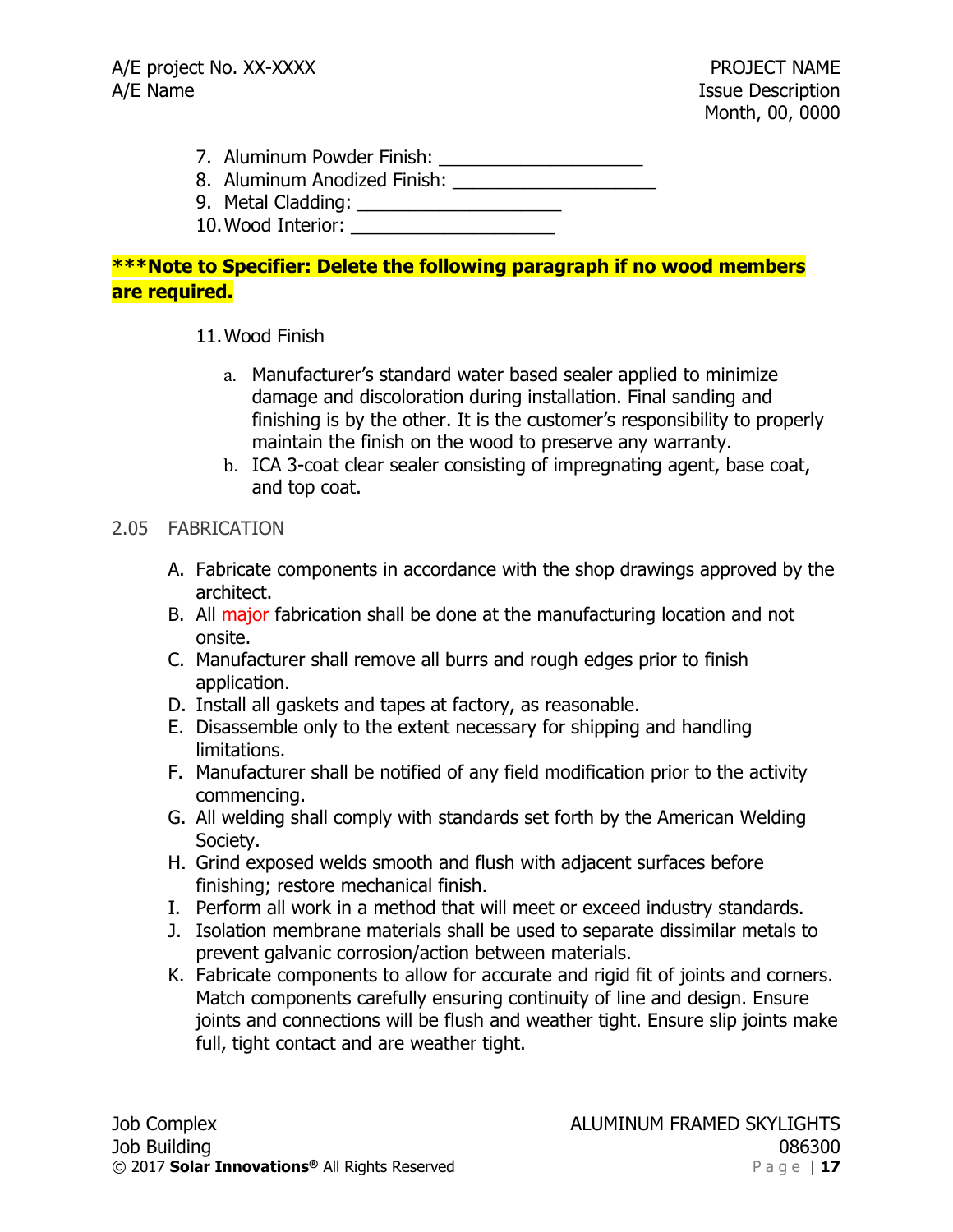7. Aluminum Powder Finish: ____________________
8. Aluminum Anodized Finish: ____________________
9. Metal Cladding: ____________________
10. Wood Interior: ____________________

**\*\*\*Note to Specifier: Delete the following paragraph if no wood members are required.**

11. Wood Finish
    a. Manufacturer's standard water based sealer applied to minimize damage and discoloration during installation. Final sanding and finishing is by the other. It is the customer's responsibility to properly maintain the finish on the wood to preserve any warranty.
    b. ICA 3-coat clear sealer consisting of impregnating agent, base coat, and top coat.

## 2.05 FABRICATION

A. Fabricate components in accordance with the shop drawings approved by the architect.
B. All major fabrication shall be done at the manufacturing location and not onsite.
C. Manufacturer shall remove all burrs and rough edges prior to finish application.
D. Install all gaskets and tapes at factory, as reasonable.
E. Disassemble only to the extent necessary for shipping and handling limitations.
F. Manufacturer shall be notified of any field modification prior to the activity commencing.
G. All welding shall comply with standards set forth by the American Welding Society.
H. Grind exposed welds smooth and flush with adjacent surfaces before finishing; restore mechanical finish.
I. Perform all work in a method that will meet or exceed industry standards.
J. Isolation membrane materials shall be used to separate dissimilar metals to prevent galvanic corrosion/action between materials.
K. Fabricate components to allow for accurate and rigid fit of joints and corners. Match components carefully ensuring continuity of line and design. Ensure joints and connections will be flush and weather tight. Ensure slip joints make full, tight contact and are weather tight.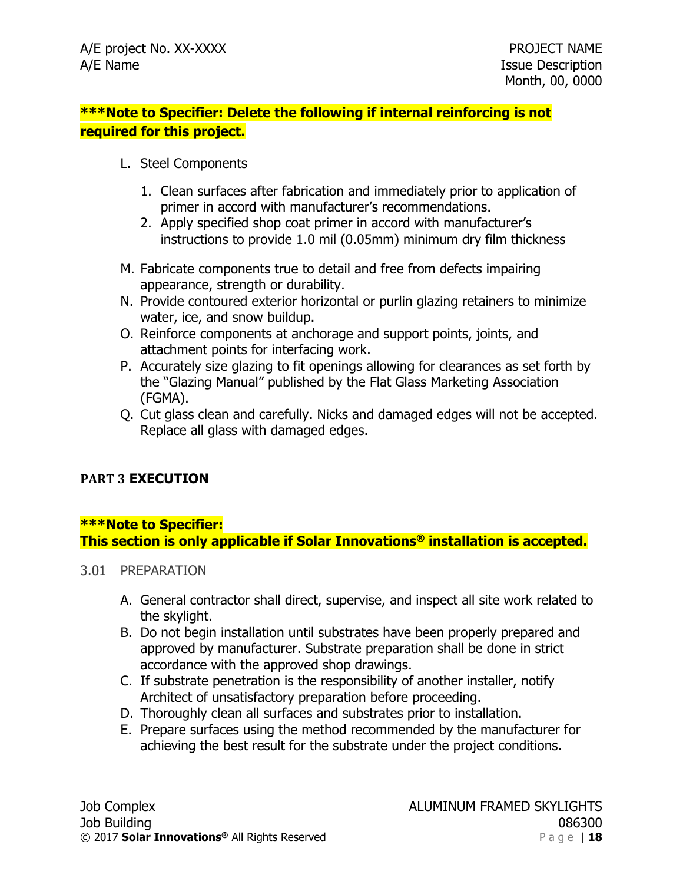**\*\*\*Note to Specifier: Delete the following if internal reinforcing is not required for this project.**

L. Steel Components

1. Clean surfaces after fabrication and immediately prior to application of primer in accord with manufacturer's recommendations.
2. Apply specified shop coat primer in accord with manufacturer's instructions to provide 1.0 mil (0.05mm) minimum dry film thickness

M. Fabricate components true to detail and free from defects impairing appearance, strength or durability.

N. Provide contoured exterior horizontal or purlin glazing retainers to minimize water, ice, and snow buildup.

O. Reinforce components at anchorage and support points, joints, and attachment points for interfacing work.

P. Accurately size glazing to fit openings allowing for clearances as set forth by the "Glazing Manual" published by the Flat Glass Marketing Association (FGMA).

Q. Cut glass clean and carefully. Nicks and damaged edges will not be accepted. Replace all glass with damaged edges.

## PART 3 EXECUTION

**\*\*\*Note to Specifier:**
**This section is only applicable if Solar Innovations® installation is accepted.**

### 3.01 PREPARATION

A. General contractor shall direct, supervise, and inspect all site work related to the skylight.

B. Do not begin installation until substrates have been properly prepared and approved by manufacturer. Substrate preparation shall be done in strict accordance with the approved shop drawings.

C. If substrate penetration is the responsibility of another installer, notify Architect of unsatisfactory preparation before proceeding.

D. Thoroughly clean all surfaces and substrates prior to installation.

E. Prepare surfaces using the method recommended by the manufacturer for achieving the best result for the substrate under the project conditions.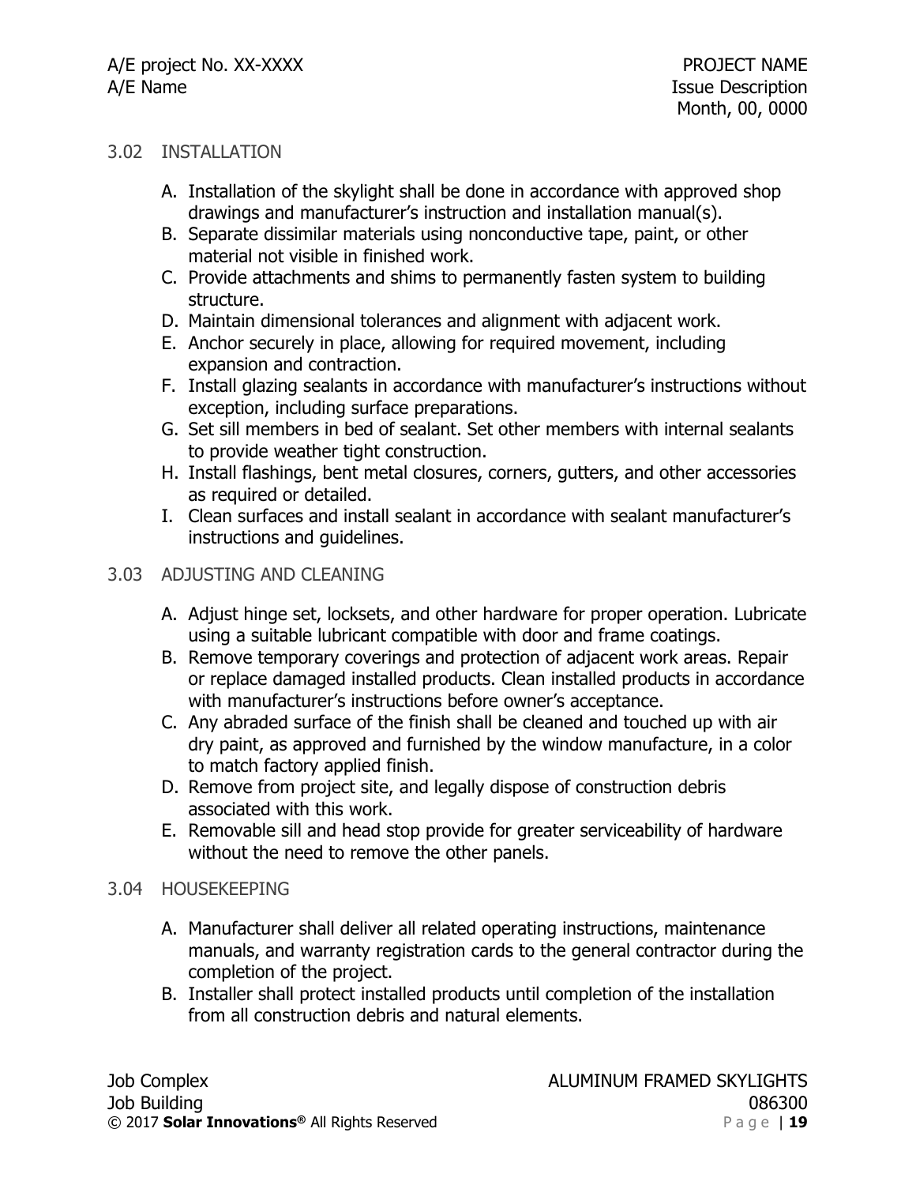## 3.02 INSTALLATION

A. Installation of the skylight shall be done in accordance with approved shop drawings and manufacturer's instruction and installation manual(s).
B. Separate dissimilar materials using nonconductive tape, paint, or other material not visible in finished work.
C. Provide attachments and shims to permanently fasten system to building structure.
D. Maintain dimensional tolerances and alignment with adjacent work.
E. Anchor securely in place, allowing for required movement, including expansion and contraction.
F. Install glazing sealants in accordance with manufacturer's instructions without exception, including surface preparations.
G. Set sill members in bed of sealant. Set other members with internal sealants to provide weather tight construction.
H. Install flashings, bent metal closures, corners, gutters, and other accessories as required or detailed.
I. Clean surfaces and install sealant in accordance with sealant manufacturer's instructions and guidelines.

## 3.03 ADJUSTING AND CLEANING

A. Adjust hinge set, locksets, and other hardware for proper operation. Lubricate using a suitable lubricant compatible with door and frame coatings.
B. Remove temporary coverings and protection of adjacent work areas. Repair or replace damaged installed products. Clean installed products in accordance with manufacturer's instructions before owner's acceptance.
C. Any abraded surface of the finish shall be cleaned and touched up with air dry paint, as approved and furnished by the window manufacture, in a color to match factory applied finish.
D. Remove from project site, and legally dispose of construction debris associated with this work.
E. Removable sill and head stop provide for greater serviceability of hardware without the need to remove the other panels.

## 3.04 HOUSEKEEPING

A. Manufacturer shall deliver all related operating instructions, maintenance manuals, and warranty registration cards to the general contractor during the completion of the project.
B. Installer shall protect installed products until completion of the installation from all construction debris and natural elements.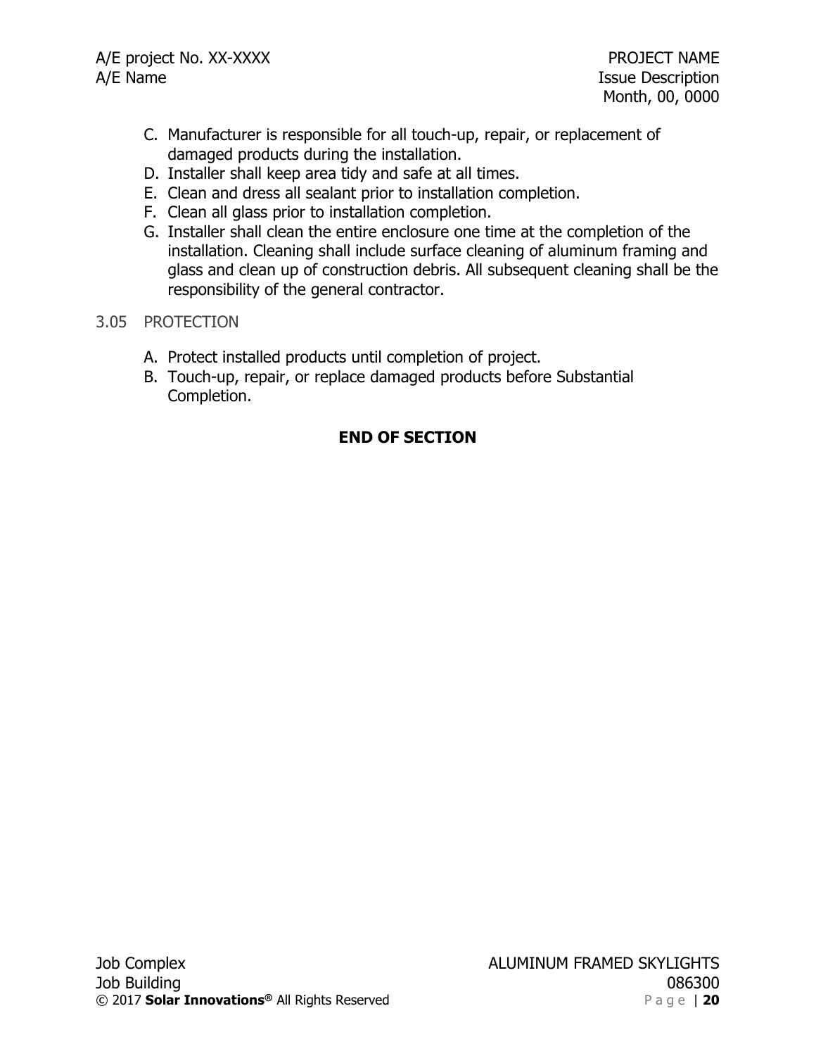C. Manufacturer is responsible for all touch-up, repair, or replacement of damaged products during the installation.
D. Installer shall keep area tidy and safe at all times.
E. Clean and dress all sealant prior to installation completion.
F. Clean all glass prior to installation completion.
G. Installer shall clean the entire enclosure one time at the completion of the installation. Cleaning shall include surface cleaning of aluminum framing and glass and clean up of construction debris. All subsequent cleaning shall be the responsibility of the general contractor.

3.05 PROTECTION

A. Protect installed products until completion of project.
B. Touch-up, repair, or replace damaged products before Substantial Completion.

**END OF SECTION**